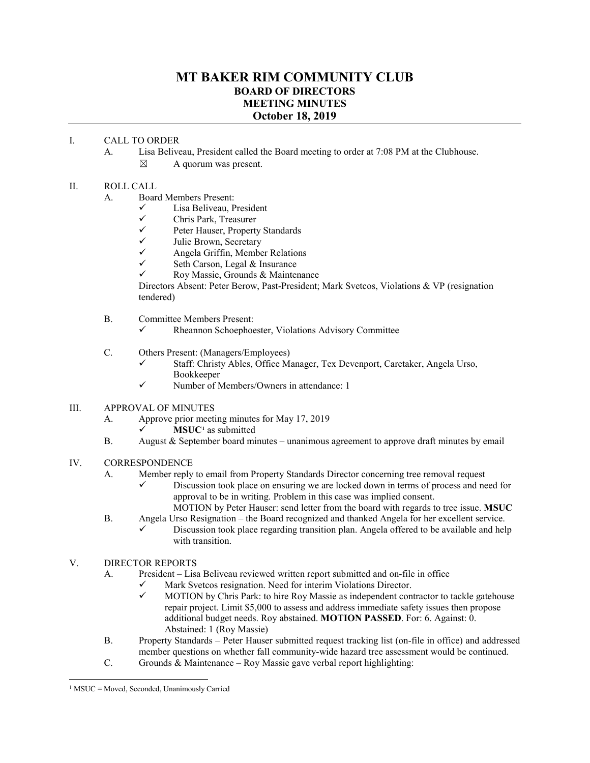# MT BAKER RIM COMMUNITY CLUB
## BOARD OF DIRECTORS
## MEETING MINUTES
## October 18, 2019

I. CALL TO ORDER

A. Lisa Beliveau, President called the Board meeting to order at 7:08 PM at the Clubhouse.

☒ A quorum was present.

II. ROLL CALL

A. Board Members Present:

- ✓ Lisa Beliveau, President
- ✓ Chris Park, Treasurer
- ✓ Peter Hauser, Property Standards
- ✓ Julie Brown, Secretary
- ✓ Angela Griffin, Member Relations
- ✓ Seth Carson, Legal & Insurance
- ✓ Roy Massie, Grounds & Maintenance

Directors Absent: Peter Berow, Past-President; Mark Svetcos, Violations & VP (resignation tendered)

B. Committee Members Present:

- ✓ Rheannon Schoephoester, Violations Advisory Committee

C. Others Present: (Managers/Employees)

- ✓ Staff: Christy Ables, Office Manager, Tex Devenport, Caretaker, Angela Urso, Bookkeeper
- ✓ Number of Members/Owners in attendance: 1

III. APPROVAL OF MINUTES

A. Approve prior meeting minutes for May 17, 2019

- ✓ **MSUC**[1] as submitted

B. August & September board minutes – unanimous agreement to approve draft minutes by email

IV. CORRESPONDENCE

A. Member reply to email from Property Standards Director concerning tree removal request

- ✓ Discussion took place on ensuring we are locked down in terms of process and need for approval to be in writing. Problem in this case was implied consent.

  MOTION by Peter Hauser: send letter from the board with regards to tree issue. **MSUC**

B. Angela Urso Resignation – the Board recognized and thanked Angela for her excellent service.

- ✓ Discussion took place regarding transition plan. Angela offered to be available and help with transition.

V. DIRECTOR REPORTS

A. President – Lisa Beliveau reviewed written report submitted and on-file in office

- ✓ Mark Svetcos resignation. Need for interim Violations Director.
- ✓ MOTION by Chris Park: to hire Roy Massie as independent contractor to tackle gatehouse repair project. Limit $5,000 to assess and address immediate safety issues then propose additional budget needs. Roy abstained. **MOTION PASSED**. For: 6. Against: 0. Abstained: 1 (Roy Massie)

B. Property Standards – Peter Hauser submitted request tracking list (on-file in office) and addressed member questions on whether fall community-wide hazard tree assessment would be continued.

C. Grounds & Maintenance – Roy Massie gave verbal report highlighting:

---

[1] MSUC = Moved, Seconded, Unanimously Carried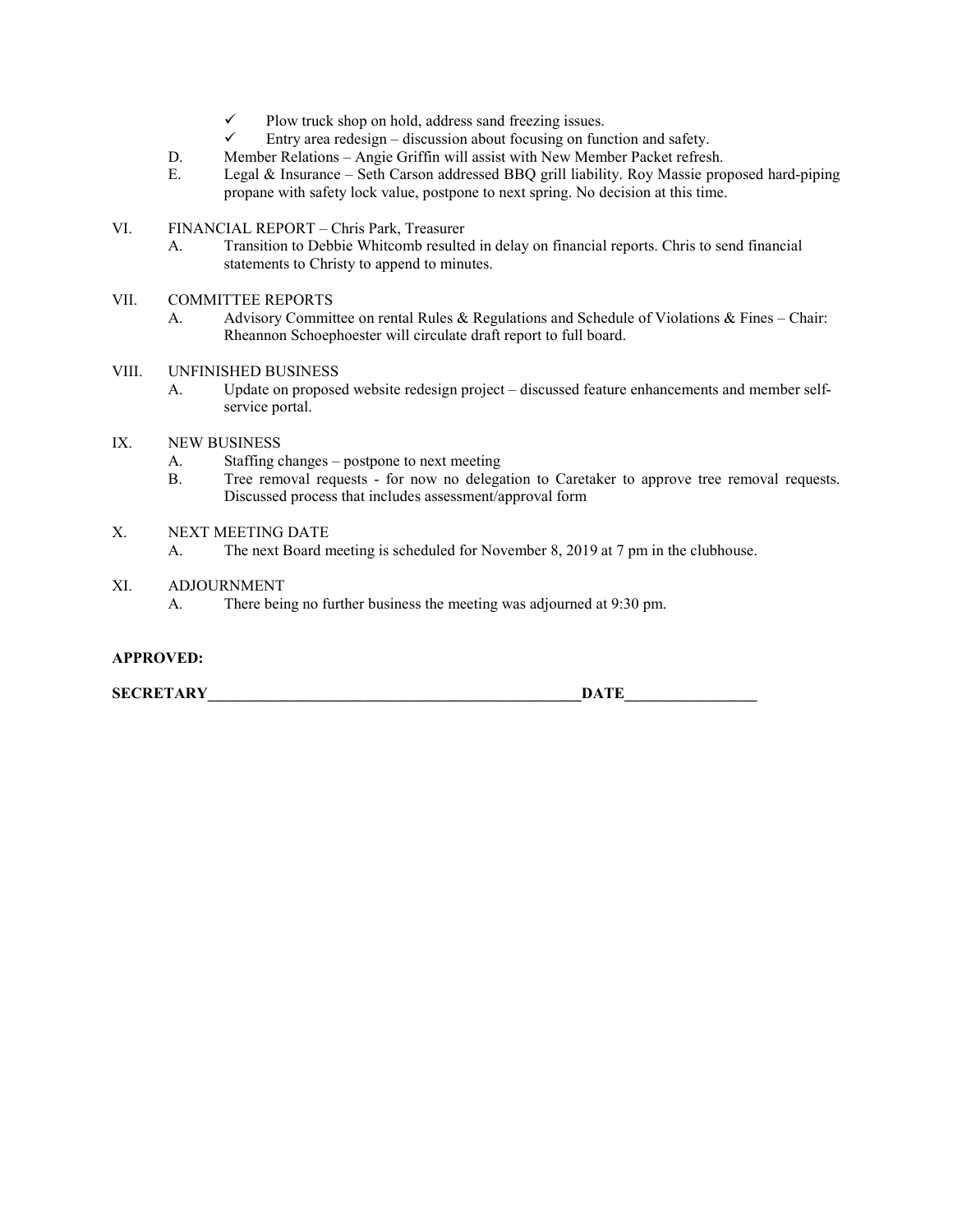- ✓ Plow truck shop on hold, address sand freezing issues.
- ✓ Entry area redesign – discussion about focusing on function and safety.

D. Member Relations – Angie Griffin will assist with New Member Packet refresh.

E. Legal & Insurance – Seth Carson addressed BBQ grill liability. Roy Massie proposed hard-piping propane with safety lock value, postpone to next spring. No decision at this time.

VI. FINANCIAL REPORT – Chris Park, Treasurer

A. Transition to Debbie Whitcomb resulted in delay on financial reports. Chris to send financial statements to Christy to append to minutes.

VII. COMMITTEE REPORTS

A. Advisory Committee on rental Rules & Regulations and Schedule of Violations & Fines – Chair: Rheannon Schoephoester will circulate draft report to full board.

VIII. UNFINISHED BUSINESS

A. Update on proposed website redesign project – discussed feature enhancements and member self-service portal.

IX. NEW BUSINESS

A. Staffing changes – postpone to next meeting

B. Tree removal requests - for now no delegation to Caretaker to approve tree removal requests. Discussed process that includes assessment/approval form

X. NEXT MEETING DATE

A. The next Board meeting is scheduled for November 8, 2019 at 7 pm in the clubhouse.

XI. ADJOURNMENT

A. There being no further business the meeting was adjourned at 9:30 pm.

**APPROVED:**

**SECRETARY**\_\_\_\_\_\_\_\_\_\_\_\_\_\_\_\_\_\_\_\_\_\_\_\_\_\_\_\_\_\_\_\_\_\_\_\_\_\_\_\_\_\_\_\_**DATE**\_\_\_\_\_\_\_\_\_\_\_\_\_\_\_\_\_